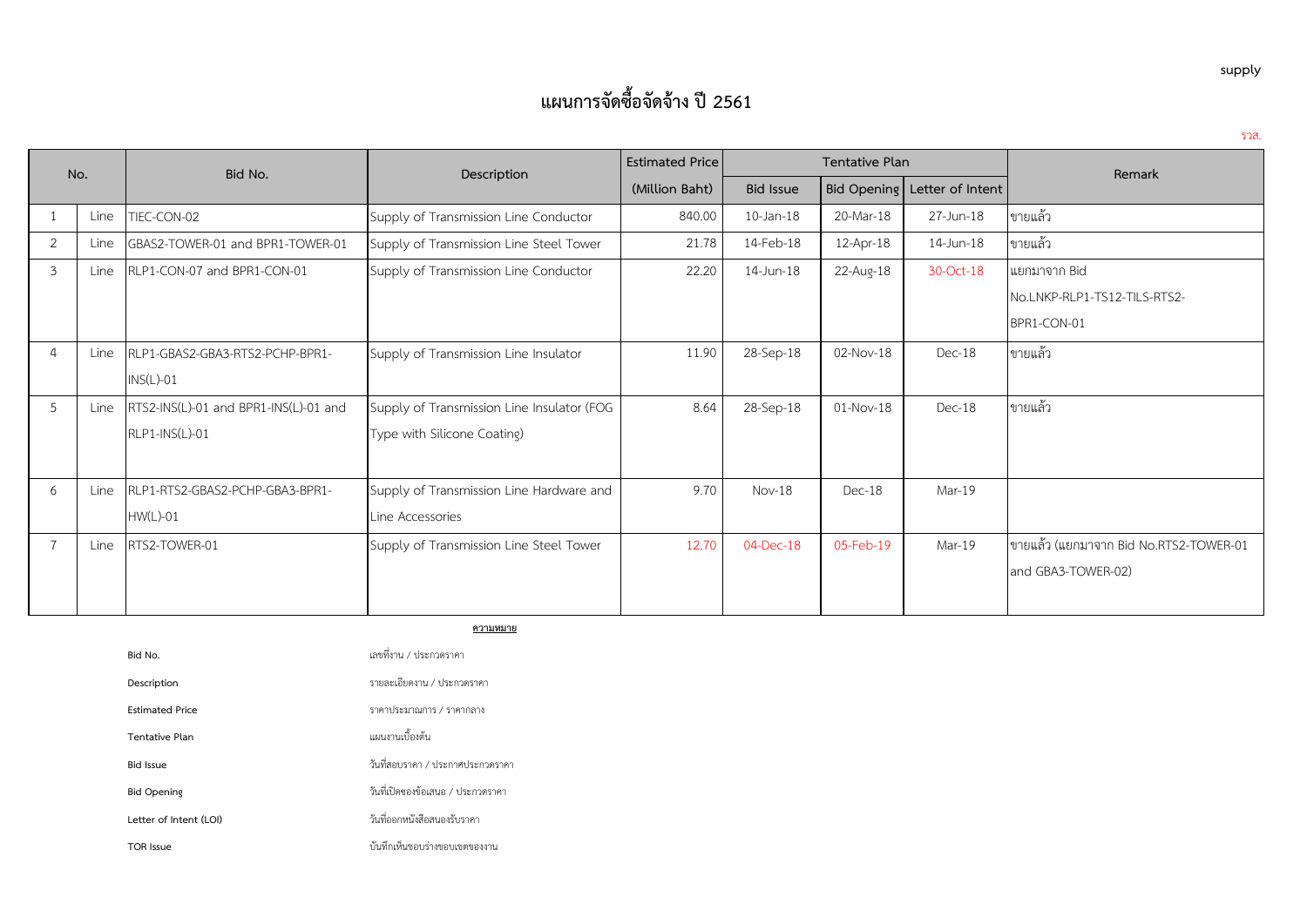supply

# แผนการจัดซื้อจัดจ้าง ปี 2561

รวส.

| No. | | Bid No. | Description | Estimated Price | Tentative Plan | | | Remark |
|---|---|---|---|---|---|---|---|---|
| | | | | (Million Baht) | Bid Issue | Bid Opening | Letter of Intent | |
| 1 | Line | TIEC-CON-02 | Supply of Transmission Line Conductor | 840.00 | 10-Jan-18 | 20-Mar-18 | 27-Jun-18 | ขายแล้ว |
| 2 | Line | GBAS2-TOWER-01 and BPR1-TOWER-01 | Supply of Transmission Line Steel Tower | 21.78 | 14-Feb-18 | 12-Apr-18 | 14-Jun-18 | ขายแล้ว |
| 3 | Line | RLP1-CON-07 and BPR1-CON-01 | Supply of Transmission Line Conductor | 22.20 | 14-Jun-18 | 22-Aug-18 | 30-Oct-18 | แยกมาจาก Bid No.LNKP-RLP1-TS12-TILS-RTS2-BPR1-CON-01 |
| 4 | Line | RLP1-GBAS2-GBA3-RTS2-PCHP-BPR1-INS(L)-01 | Supply of Transmission Line Insulator | 11.90 | 28-Sep-18 | 02-Nov-18 | Dec-18 | ขายแล้ว |
| 5 | Line | RTS2-INS(L)-01 and BPR1-INS(L)-01 and RLP1-INS(L)-01 | Supply of Transmission Line Insulator (FOG Type with Silicone Coating) | 8.64 | 28-Sep-18 | 01-Nov-18 | Dec-18 | ขายแล้ว |
| 6 | Line | RLP1-RTS2-GBAS2-PCHP-GBA3-BPR1-HW(L)-01 | Supply of Transmission Line Hardware and Line Accessories | 9.70 | Nov-18 | Dec-18 | Mar-19 | |
| 7 | Line | RTS2-TOWER-01 | Supply of Transmission Line Steel Tower | 12.70 | 04-Dec-18 | 05-Feb-19 | Mar-19 | ขายแล้ว (แยกมาจาก Bid No.RTS2-TOWER-01 and GBA3-TOWER-02) |

**ความหมาย**

| | |
|---|---|
| **Bid No.** | เลขที่งาน / ประกวดราคา |
| **Description** | รายละเอียดงาน / ประกวดราคา |
| **Estimated Price** | ราคาประมาณการ / ราคากลาง |
| **Tentative Plan** | แผนงานเบื้องต้น |
| **Bid Issue** | วันที่สอบราคา / ประกาศประกวดราคา |
| **Bid Opening** | วันที่เปิดซองข้อเสนอ / ประกวดราคา |
| **Letter of Intent (LOI)** | วันที่ออกหนังสือสนองรับราคา |
| **TOR Issue** | บันทึกเห็นชอบร่างขอบเขตของงาน |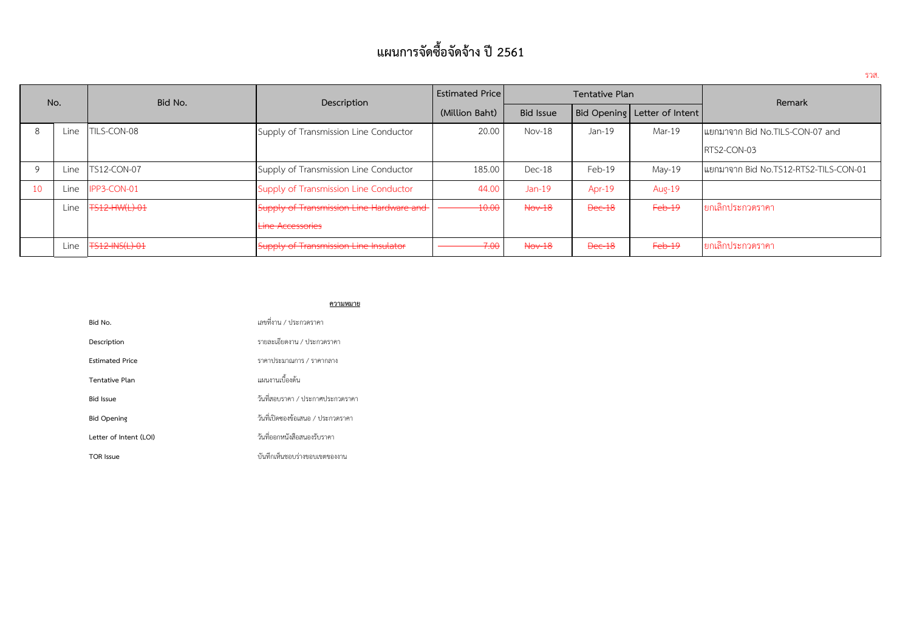# แผนการจัดซื้อจัดจ้าง ปี 2561

รวส.

| No. | | Bid No. | Description | Estimated Price (Million Baht) | Tentative Plan | | | Remark |
|---|---|---|---|---|---|---|---|---|
| | | | | | Bid Issue | Bid Opening | Letter of Intent | |
| 8 | Line | TILS-CON-08 | Supply of Transmission Line Conductor | 20.00 | Nov-18 | Jan-19 | Mar-19 | แยกมาจาก Bid No.TILS-CON-07 and RTS2-CON-03 |
| 9 | Line | TS12-CON-07 | Supply of Transmission Line Conductor | 185.00 | Dec-18 | Feb-19 | May-19 | แยกมาจาก Bid No.TS12-RTS2-TILS-CON-01 |
| 10 | Line | IPP3-CON-01 | Supply of Transmission Line Conductor | 44.00 | Jan-19 | Apr-19 | Aug-19 | |
| | Line | ~~TS12-HW(L)-01~~ | ~~Supply of Transmission Line Hardware and Line Accessories~~ | ~~10.00~~ | ~~Nov-18~~ | ~~Dec-18~~ | ~~Feb-19~~ | ยกเลิกประกวดราคา |
| | Line | ~~TS12-INS(L)-01~~ | ~~Supply of Transmission Line Insulator~~ | ~~7.00~~ | ~~Nov-18~~ | ~~Dec-18~~ | ~~Feb-19~~ | ยกเลิกประกวดราคา |

**ความหมาย**

| | |
|---|---|
| Bid No. | เลขที่งาน / ประกวดราคา |
| Description | รายละเอียดงาน / ประกวดราคา |
| Estimated Price | ราคาประมาณการ / ราคากลาง |
| Tentative Plan | แผนงานเบื้องต้น |
| Bid Issue | วันที่สอบราคา / ประกาศประกวดราคา |
| Bid Opening | วันที่เปิดซองข้อเสนอ / ประกวดราคา |
| Letter of Intent (LOI) | วันที่ออกหนังสือสนองรับราคา |
| TOR Issue | บันทึกเห็นชอบร่างขอบเขตของงาน |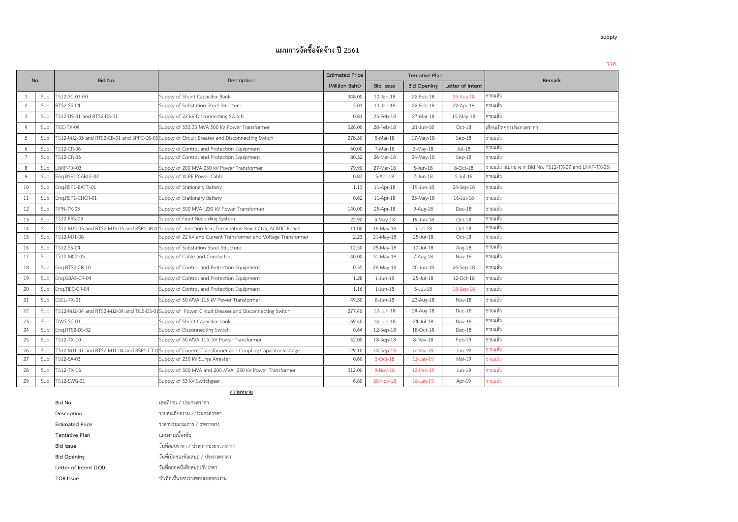supply

# แผนการจัดซื้อจัดจ้าง ปี 2561

รวส.

| No. | | Bid No. | Description | Estimated Price | Tentative Plan | | | Remark |
|---|---|---|---|---|---|---|---|---|
| | | | | (Million Baht) | Bid Issue | Bid Opening | Letter of Intent | |
| 1 | Sub | TS12-SC-03 (R) | Supply of Shunt Capacitor Bank | 348.00 | 10-Jan-18 | 22-Feb-18 | 29-Aug-18 | ขายแล้ว |
| 2 | Sub | RTS2-SS-04 | Supply of Substation Steel Structure | 3.01 | 10-Jan-18 | 22-Feb-18 | 22-Apr-18 | ขายแล้ว |
| 3 | Sub | TS12-DS-01 and RTS2-DS-01 | Supply of 22 kV Disconnecting Switch | 0.81 | 23-Feb-18 | 27-Mar-18 | 15-May-18 | ขายแล้ว |
| 4 | Sub | TIEC-TX-04 | Supply of 333.33 MVA 500 kV Power Transformer | 326.00 | 28-Feb-18 | 21-Jun-18 | Oct-18 | เลื่อนเปิดซองประกวดราคา |
| 5 | Sub | TS12-MJ2-03 and RTS2-CB-01 and SPPC-DS-03 | Supply of Circuit Breaker and Disconnecting Switch | 278.50 | 5-Mar-18 | 17-May-18 | Sep-18 | ขายแล้ว |
| 6 | Sub | TS12-CR-06 | Supply of Control and Protection Equipment | 60.00 | 7-Mar-18 | 3-May-18 | Jul-18 | ขายแล้ว |
| 7 | Sub | TS12-CR-03 | Supply of Control and Protection Equipment | 80.32 | 26-Mar-18 | 24-May-18 | Sep-18 | ขายแล้ว |
| 8 | Sub | LNKP-TX-03 | Supply of 200 MVA 230 kV Power Transformer | 79.90 | 27-Mar-18 | 5-Jun-18 | 8-Oct-18 | ขายแล้ว (แยกมาจาก Bid No. TS12-TX-07 and LNKP-TX-03) |
| 9 | Sub | Enq.RSP1-CABLE-02 | Supply of XLPE Power Cable | 0.83 | 3-Apr-18 | 7-Jun-18 | 5-Jul-18 | ขายแล้ว |
| 10 | Sub | Enq.RSP1-BATT-01 | Supply of Stationary Battery | 1.13 | 11-Apr-18 | 19-Jun-18 | 24-Sep-18 | ขายแล้ว |
| 11 | Sub | Enq.RSP1-CHGR-01 | Supply of Stationary Battery | 0.62 | 11-Apr-18 | 25-May-18 | 16-Jul-18 | ขายแล้ว |
| 12 | Sub | TIPN-TX-03 | Supply of 300 MVA 230 kV Power Transformer | 140.00 | 25-Apr-18 | 9-Aug-18 | Dec-18 | ขายแล้ว |
| 13 | Sub | TS12-FRS-03 | Supply of Fault Recording System | 22.90 | 3-May-18 | 19-Jun-18 | Oct-18 | ขายแล้ว |
| 14 | Sub | TS12-MJ3-03 and RTS2-MJ3-03 and RSP1-JB-0 | Supply of Junction Box, Termination Box, LCUS, AC&DC Board | 11.00 | 16-May-18 | 5-Jul-18 | Oct-18 | ขายแล้ว |
| 15 | Sub | TS12-MJ1-08 | Supply of 22 kV and Current Transformer and Voltage Transformer | 2.23 | 21-May-18 | 25-Jul-18 | Oct-18 | ขายแล้ว |
| 16 | Sub | TS12-SS-04 | Supply of Substation Steel Structure | 12.50 | 25-May-18 | 10-Jul-18 | Aug-18 | ขายแล้ว |
| 17 | Sub | TS12-MC2-03 | Supply of Cable and Conductor | 40.00 | 31-May-18 | 7-Aug-18 | Nov-18 | ขายแล้ว |
| 18 | Sub | Enq.RTS2-CR-10 | Supply of Control and Protection Equipment | 0.35 | 28-May-18 | 20-Jun-18 | 26-Sep-18 | ขายแล้ว |
| 19 | Sub | Enq.GBA3-CR-04 | Supply of Control and Protection Equipment | 1.28 | 1-Jun-18 | 25-Jul-18 | 12-Oct-18 | ขายแล้ว |
| 20 | Sub | Enq.TIEC-CR-04 | Supply of Control and Protection Equipment | 1.16 | 1-Jun-18 | 3-Jul-18 | 18-Sep-18 | ขายแล้ว |
| 21 | Sub | ESCL-TX-01 | Supply of 50 MVA 115 kV Power Transformer | 49.50 | 8-Jun-18 | 23-Aug-18 | Nov-18 | ขายแล้ว |
| 22 | Sub | TS12-MJ2-04 and RTS2-MJ2-04 and TILS-DS-01 | Supply of Power Circuit Breaker and Disconnecting Switch | 277.40 | 12-Jun-18 | 24-Aug-18 | Dec-18 | ขายแล้ว |
| 23 | Sub | TIWS-SC-01 | Supply of Shunt Capacitor bank | 69.40 | 14-Jun-18 | 24-Jul-18 | Nov-18 | ขายแล้ว |
| 24 | Sub | Enq.RTS2-DS-02 | Supply of Disconnecting Switch | 0.64 | 12-Sep-18 | 18-Oct-18 | Dec-18 | ขายแล้ว |
| 25 | Sub | TS12-TX-10 | Supply of 50 MVA 115 kV Power Transformer | 42.00 | 18-Sep-18 | 8-Nov-18 | Feb-19 | ขายแล้ว |
| 26 | Sub | TS12-MJ1-07 and RTS2-MJ1-04 and RSP1-CT-0 | Supply of Current Transformer and Coupling Capacitor Voltage | 129.10 | 18-Sep-18 | 6-Nov-18 | Jan-19 | ขายแล้ว |
| 27 | Sub | TS12-SA-03 | Supply of 230 kV Surge Arrester | 0.60 | 5-Oct-18 | 15-Jan-19 | Mar-19 | ขายแล้ว |
| 28 | Sub | TS12-TX-13 | Supply of 300 MVA and 200 MVA 230 kV Power Transformer | 312.00 | 9-Nov-18 | 12-Feb-19 | Jun-19 | ขายแล้ว |
| 29 | Sub | TS12-SWG-01 | Supply of 33 kV Switchgear | 6.80 | 30-Nov-18 | 18-Jan-19 | Apr-19 | ขายแล้ว |

**ความหมาย**

| | |
|---|---|
| **Bid No.** | เลขที่งาน / ประกวดราคา |
| **Description** | รายละเอียดงาน / ประกวดราคา |
| **Estimated Price** | ราคาประมาณการ / ราคากลาง |
| **Tentative Plan** | แผนงานเบื้องต้น |
| **Bid Issue** | วันที่สอบราคา / ประกาศประกวดราคา |
| **Bid Opening** | วันที่เปิดซองข้อเสนอ / ประกวดราคา |
| **Letter of Intent (LOI)** | วันที่ออกหนังสือสนองรับราคา |
| **TOR Issue** | บันทึกเห็นชอบร่างขอบเขตของงาน |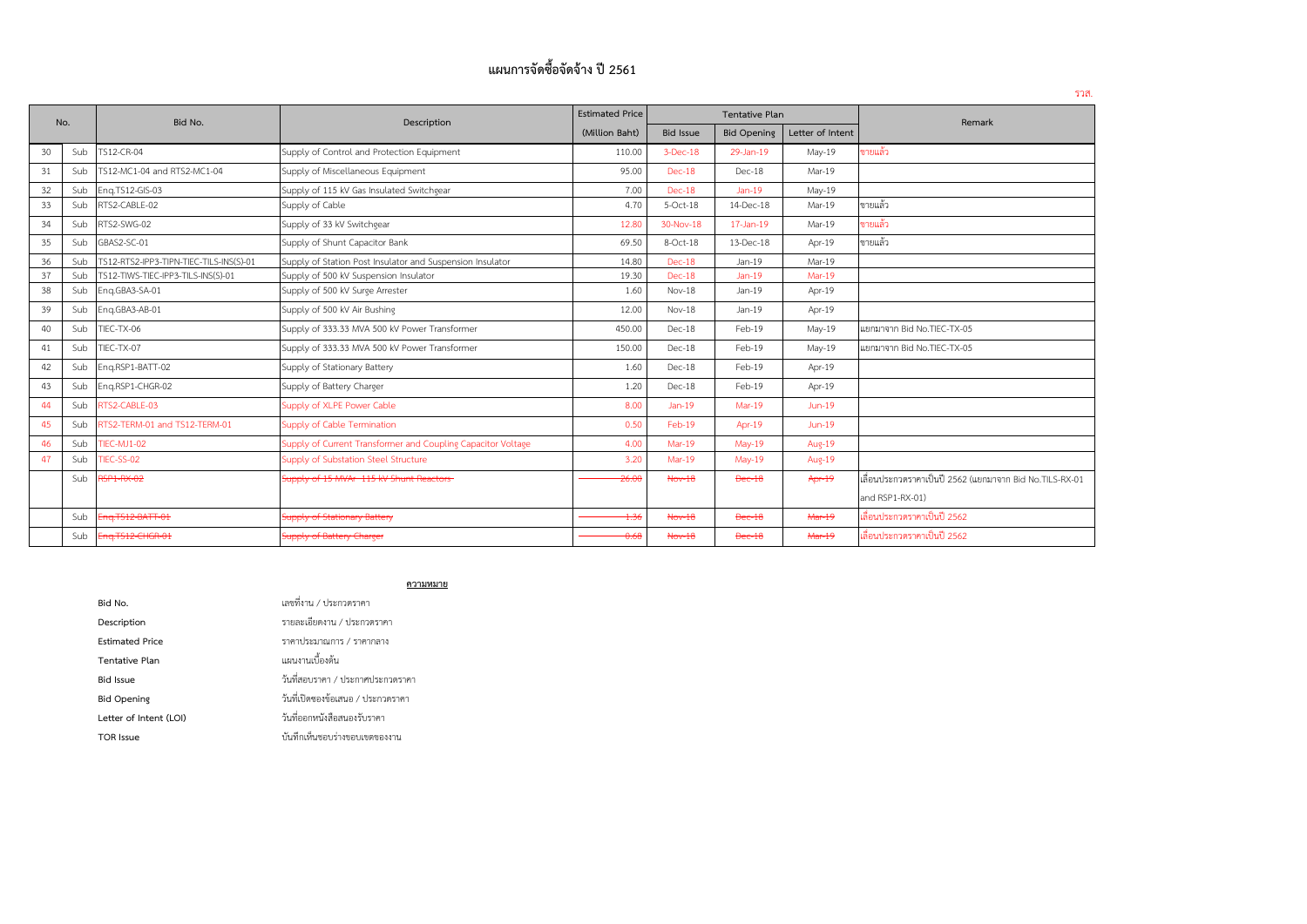# แผนการจัดซื้อจัดจ้าง ปี 2561

รวส.

| No. | | Bid No. | Description | Estimated Price (Million Baht) | Tentative Plan | | | Remark |
|---|---|---|---|---|---|---|---|---|
| | | | | | Bid Issue | Bid Opening | Letter of Intent | |
| 30 | Sub | TS12-CR-04 | Supply of Control and Protection Equipment | 110.00 | 3-Dec-18 | 29-Jan-19 | May-19 | ขายแล้ว |
| 31 | Sub | TS12-MC1-04 and RTS2-MC1-04 | Supply of Miscellaneous Equipment | 95.00 | Dec-18 | Dec-18 | Mar-19 | |
| 32 | Sub | Enq.TS12-GIS-03 | Supply of 115 kV Gas Insulated Switchgear | 7.00 | Dec-18 | Jan-19 | May-19 | |
| 33 | Sub | RTS2-CABLE-02 | Supply of Cable | 4.70 | 5-Oct-18 | 14-Dec-18 | Mar-19 | ขายแล้ว |
| 34 | Sub | RTS2-SWG-02 | Supply of 33 kV Swithcgear | 12.80 | 30-Nov-18 | 17-Jan-19 | Mar-19 | ขายแล้ว |
| 35 | Sub | GBAS2-SC-01 | Supply of Shunt Capacitor Bank | 69.50 | 8-Oct-18 | 13-Dec-18 | Apr-19 | ขายแล้ว |
| 36 | Sub | TS12-RTS2-IPP3-TIPN-TIEC-TILS-INS(S)-01 | Supply of Station Post Insulator and Suspension Insulator | 14.80 | Dec-18 | Jan-19 | Mar-19 | |
| 37 | Sub | TS12-TIWS-TIEC-IPP3-TILS-INS(S)-01 | Supply of 500 kV Suspension Insulator | 19.30 | Dec-18 | Jan-19 | Mar-19 | |
| 38 | Sub | Enq.GBA3-SA-01 | Supply of 500 kV Surge Arrester | 1.60 | Nov-18 | Jan-19 | Apr-19 | |
| 39 | Sub | Enq.GBA3-AB-01 | Supply of 500 kV Air Bushing | 12.00 | Nov-18 | Jan-19 | Apr-19 | |
| 40 | Sub | TIEC-TX-06 | Supply of 333.33 MVA 500 kV Power Transformer | 450.00 | Dec-18 | Feb-19 | May-19 | แยกมาจาก Bid No.TIEC-TX-05 |
| 41 | Sub | TIEC-TX-07 | Supply of 333.33 MVA 500 kV Power Transformer | 150.00 | Dec-18 | Feb-19 | May-19 | แยกมาจาก Bid No.TIEC-TX-05 |
| 42 | Sub | Enq.RSP1-BATT-02 | Supply of Stationary Battery | 1.60 | Dec-18 | Feb-19 | Apr-19 | |
| 43 | Sub | Enq.RSP1-CHGR-02 | Supply of Battery Charger | 1.20 | Dec-18 | Feb-19 | Apr-19 | |
| 44 | Sub | RTS2-CABLE-03 | Supply of XLPE Power Cable | 8.00 | Jan-19 | Mar-19 | Jun-19 | |
| 45 | Sub | RTS2-TERM-01 and TS12-TERM-01 | Supply of Cable Termination | 0.50 | Feb-19 | Apr-19 | Jun-19 | |
| 46 | Sub | TIEC-MJ1-02 | Supply of Current Transformer and Coupling Capacitor Voltage | 4.00 | Mar-19 | May-19 | Aug-19 | |
| 47 | Sub | TIEC-SS-02 | Supply of Substation Steel Structure | 3.20 | Mar-19 | May-19 | Aug-19 | |
| | Sub | ~~RSP1-RX-02~~ | ~~Supply of 15 MVAr 115 kV Shunt Reactors~~ | ~~26.00~~ | ~~Nov-18~~ | ~~Dec-18~~ | ~~Apr-19~~ | เลื่อนประกวดราคาเป็นปี 2562 (แยกมาจาก Bid No.TILS-RX-01 and RSP1-RX-01) |
| | Sub | ~~Enq.TS12-BATT-01~~ | ~~Supply of Stationary Battery~~ | ~~1.36~~ | ~~Nov-18~~ | ~~Dec-18~~ | ~~Mar-19~~ | เลื่อนประกวดราคาเป็นปี 2562 |
| | Sub | ~~Enq.TS12-CHGR-01~~ | ~~Supply of Battery Charger~~ | ~~0.68~~ | ~~Nov-18~~ | ~~Dec-18~~ | ~~Mar-19~~ | เลื่อนประกวดราคาเป็นปี 2562 |

**ความหมาย**

| | |
|---|---|
| **Bid No.** | เลขที่งาน / ประกวดราคา |
| **Description** | รายละเอียดงาน / ประกวดราคา |
| **Estimated Price** | ราคาประมาณการ / ราคากลาง |
| **Tentative Plan** | แผนงานเบื้องต้น |
| **Bid Issue** | วันที่สอบราคา / ประกาศประกวดราคา |
| **Bid Opening** | วันที่เปิดซองข้อเสนอ / ประกวดราคา |
| **Letter of Intent (LOI)** | วันที่ออกหนังสือสนองรับราคา |
| **TOR Issue** | บันทึกเห็นชอบร่างขอบเขตของงาน |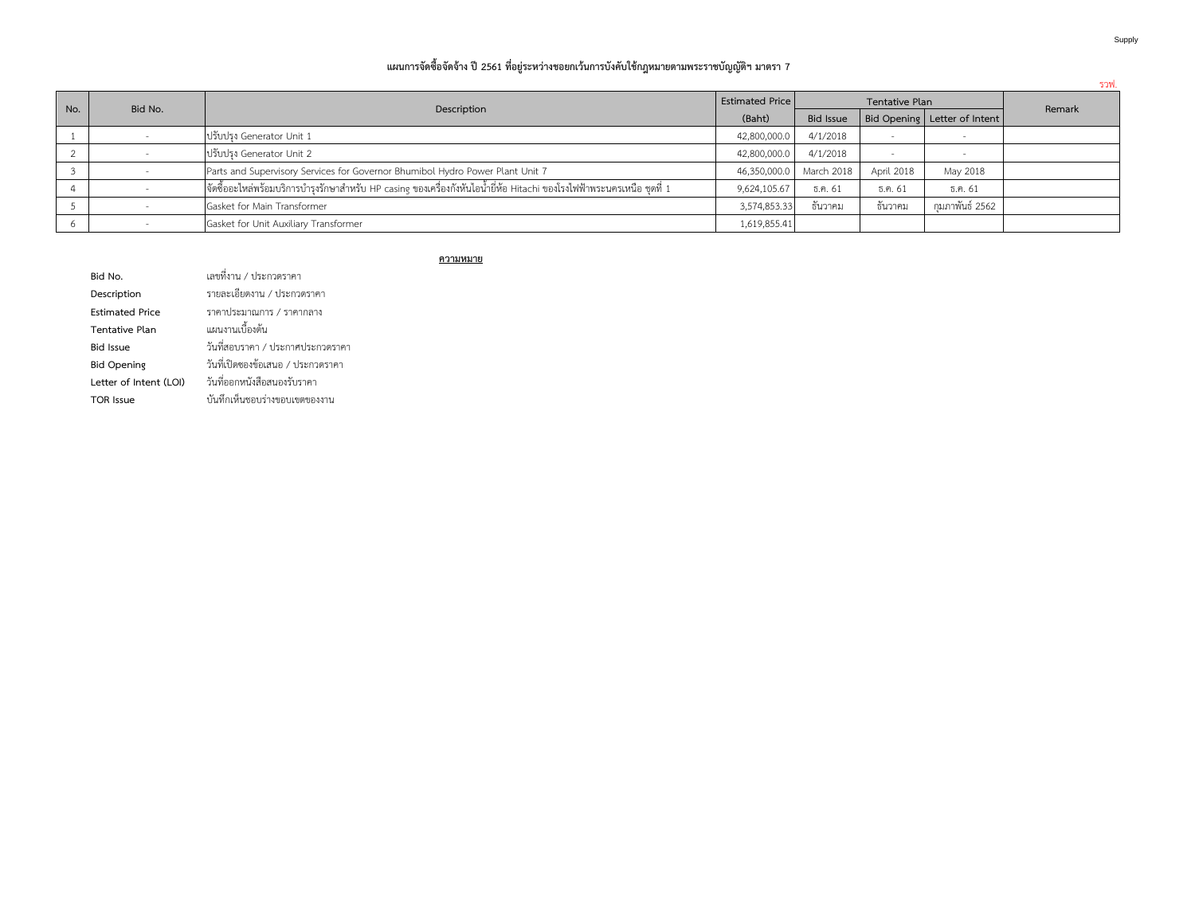Supply

# แผนการจัดซื้อจัดจ้าง ปี 2561 ที่อยู่ระหว่างขอยกเว้นการบังคับใช้กฎหมายตามพระราชบัญญัติฯ มาตรา 7

รวฟ.

| No. | Bid No. | Description | Estimated Price (Baht) | Tentative Plan | | | Remark |
|---|---|---|---|---|---|---|---|
| | | | | Bid Issue | Bid Opening | Letter of Intent | |
| 1 | - | ปรับปรุง Generator Unit 1 | 42,800,000.0 | 4/1/2018 | - | - | |
| 2 | - | ปรับปรุง Generator Unit 2 | 42,800,000.0 | 4/1/2018 | - | - | |
| 3 | - | Parts and Supervisory Services for Governor Bhumibol Hydro Power Plant Unit 7 | 46,350,000.0 | March 2018 | April 2018 | May 2018 | |
| 4 | - | จัดซื้ออะไหล่พร้อมบริการบำรุงรักษาสำหรับ HP casing ของเครื่องกังหันไอน้ำยี่ห้อ Hitachi ของโรงไฟฟ้าพระนครเหนือ ชุดที่ 1 | 9,624,105.67 | ธ.ค. 61 | ธ.ค. 61 | ธ.ค. 61 | |
| 5 | - | Gasket for Main Transformer | 3,574,853.33 | ธันวาคม | ธันวาคม | กุมภาพันธ์ 2562 | |
| 6 | - | Gasket for Unit Auxiliary Transformer | 1,619,855.41 | | | | |

**ความหมาย**

| | |
|---|---|
| Bid No. | เลขที่งาน / ประกวดราคา |
| Description | รายละเอียดงาน / ประกวดราคา |
| Estimated Price | ราคาประมาณการ / ราคากลาง |
| Tentative Plan | แผนงานเบื้องต้น |
| Bid Issue | วันที่สอบราคา / ประกาศประกวดราคา |
| Bid Opening | วันที่เปิดซองข้อเสนอ / ประกวดราคา |
| Letter of Intent (LOI) | วันที่ออกหนังสือสนองรับราคา |
| TOR Issue | บันทึกเห็นชอบร่างขอบเขตของงาน |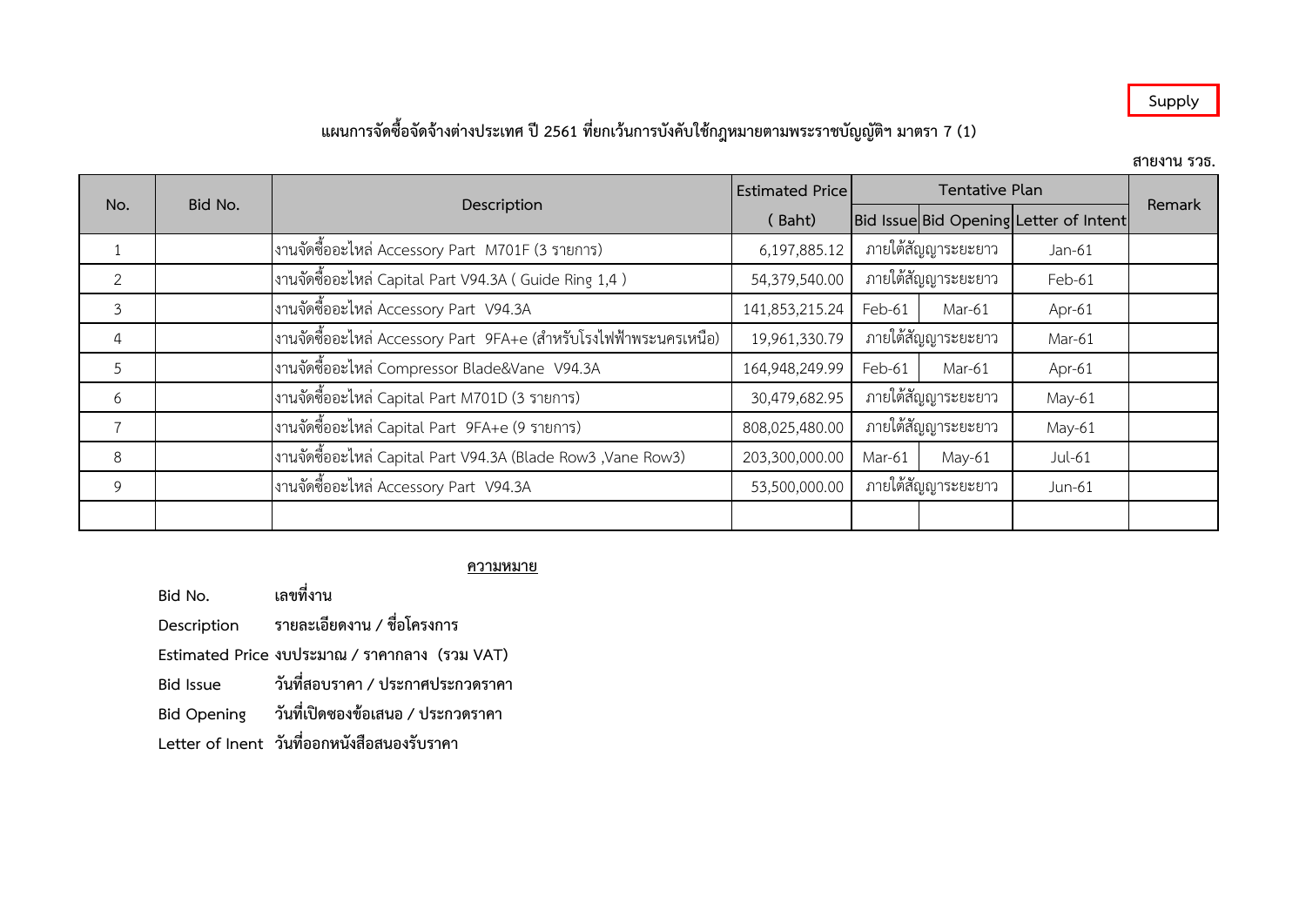Supply

## แผนการจัดซื้อจัดจ้างต่างประเทศ ปี 2561 ที่ยกเว้นการบังคับใช้กฎหมายตามพระราชบัญญัติฯ มาตรา 7 (1)

สายงาน รวธ.

| No. | Bid No. | Description | Estimated Price ( Baht) | Tentative Plan | | | Remark |
|---|---|---|---|---|---|---|---|
| | | | | Bid Issue | Bid Opening | Letter of Intent | |
| 1 | | งานจัดซื้ออะไหล่ Accessory Part M701F (3 รายการ) | 6,197,885.12 | ภายใต้สัญญาระยะยาว | | Jan-61 | |
| 2 | | งานจัดซื้ออะไหล่ Capital Part V94.3A ( Guide Ring 1,4 ) | 54,379,540.00 | ภายใต้สัญญาระยะยาว | | Feb-61 | |
| 3 | | งานจัดซื้ออะไหล่ Accessory Part V94.3A | 141,853,215.24 | Feb-61 | Mar-61 | Apr-61 | |
| 4 | | งานจัดซื้ออะไหล่ Accessory Part 9FA+e (สำหรับโรงไฟฟ้าพระนครเหนือ) | 19,961,330.79 | ภายใต้สัญญาระยะยาว | | Mar-61 | |
| 5 | | งานจัดซื้ออะไหล่ Compressor Blade&Vane V94.3A | 164,948,249.99 | Feb-61 | Mar-61 | Apr-61 | |
| 6 | | งานจัดซื้ออะไหล่ Capital Part M701D (3 รายการ) | 30,479,682.95 | ภายใต้สัญญาระยะยาว | | May-61 | |
| 7 | | งานจัดซื้ออะไหล่ Capital Part 9FA+e (9 รายการ) | 808,025,480.00 | ภายใต้สัญญาระยะยาว | | May-61 | |
| 8 | | งานจัดซื้ออะไหล่ Capital Part V94.3A (Blade Row3 ,Vane Row3) | 203,300,000.00 | Mar-61 | May-61 | Jul-61 | |
| 9 | | งานจัดซื้ออะไหล่ Accessory Part V94.3A | 53,500,000.00 | ภายใต้สัญญาระยะยาว | | Jun-61 | |
| | | | | | | | |

**ความหมาย**

**Bid No.** เลขที่งาน

**Description** รายละเอียดงาน / ชื่อโครงการ

**Estimated Price** งบประมาณ / ราคากลาง (รวม VAT)

**Bid Issue** วันที่สอบราคา / ประกาศประกวดราคา

**Bid Opening** วันที่เปิดซองข้อเสนอ / ประกวดราคา

**Letter of Inent** วันที่ออกหนังสือสนองรับราคา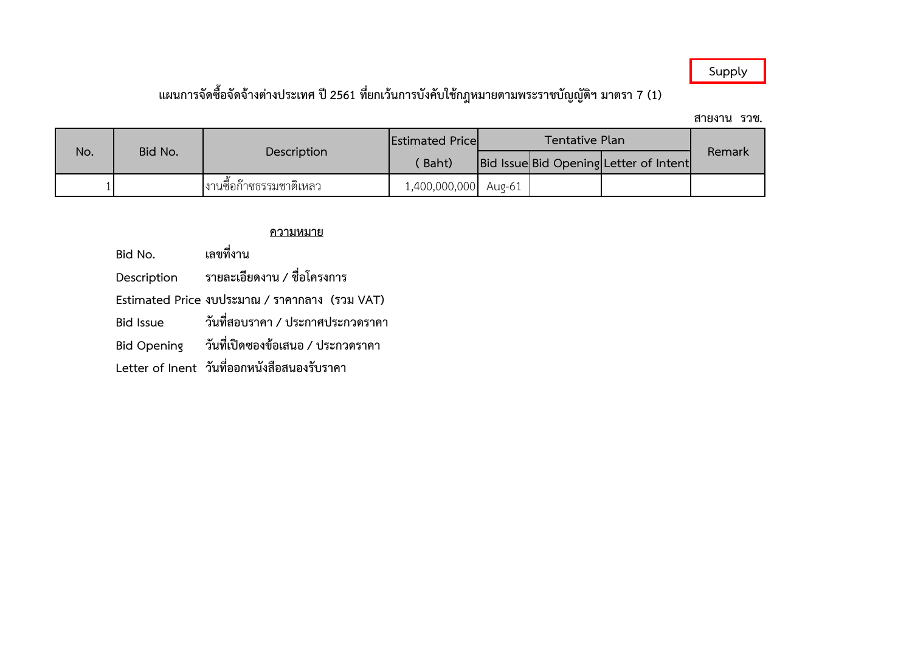Supply

## แผนการจัดซื้อจัดจ้างต่างประเทศ ปี 2561 ที่ยกเว้นการบังคับใช้กฎหมายตามพระราชบัญญัติฯ มาตรา 7 (1)

**สายงาน รวช.**

| No. | Bid No. | Description | Estimated Price | Tentative Plan | | | Remark |
|---|---|---|---|---|---|---|---|
| | | | ( Baht) | Bid Issue | Bid Opening | Letter of Intent | |
| 1 | | งานซื้อก๊าซธรรมชาติเหลว | 1,400,000,000 | Aug-61 | | | |

**ความหมาย**

- **Bid No.** เลขที่งาน
- **Description** รายละเอียดงาน / ชื่อโครงการ
- **Estimated Price** งบประมาณ / ราคากลาง (รวม VAT)
- **Bid Issue** วันที่สอบราคา / ประกาศประกวดราคา
- **Bid Opening** วันที่เปิดซองข้อเสนอ / ประกวดราคา
- **Letter of Inent** วันที่ออกหนังสือสนองรับราคา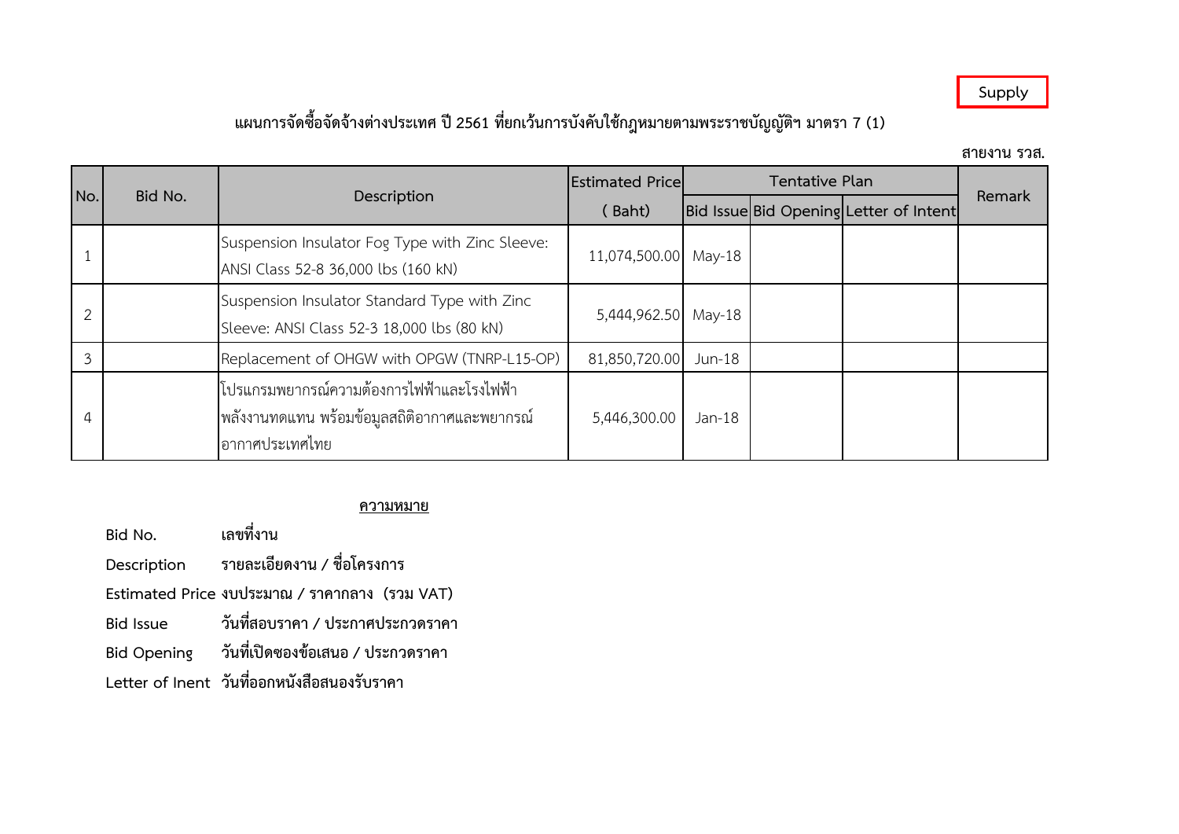**Supply**

# แผนการจัดซื้อจัดจ้างต่างประเทศ ปี 2561 ที่ยกเว้นการบังคับใช้กฎหมายตามพระราชบัญญัติฯ มาตรา 7 (1)

**สายงาน รวส.**

| No. | Bid No. | Description | Estimated Price | Tentative Plan | | | Remark |
|---|---|---|---|---|---|---|---|
| | | | ( Baht) | Bid Issue | Bid Opening | Letter of Intent | |
| 1 | | Suspension Insulator Fog Type with Zinc Sleeve: ANSI Class 52-8 36,000 lbs (160 kN) | 11,074,500.00 | May-18 | | | |
| 2 | | Suspension Insulator Standard Type with Zinc Sleeve: ANSI Class 52-3 18,000 lbs (80 kN) | 5,444,962.50 | May-18 | | | |
| 3 | | Replacement of OHGW with OPGW (TNRP-L15-OP) | 81,850,720.00 | Jun-18 | | | |
| 4 | | โปรแกรมพยากรณ์ความต้องการไฟฟ้าและโรงไฟฟ้าพลังงานทดแทน พร้อมข้อมูลสถิติอากาศและพยากรณ์อากาศประเทศไทย | 5,446,300.00 | Jan-18 | | | |

**ความหมาย**

Bid No. **เลขที่งาน**

Description **รายละเอียดงาน / ชื่อโครงการ**

Estimated Price **งบประมาณ / ราคากลาง (รวม VAT)**

Bid Issue **วันที่สอบราคา / ประกาศประกวดราคา**

Bid Opening **วันที่เปิดซองข้อเสนอ / ประกวดราคา**

Letter of Inent **วันที่ออกหนังสือสนองรับราคา**